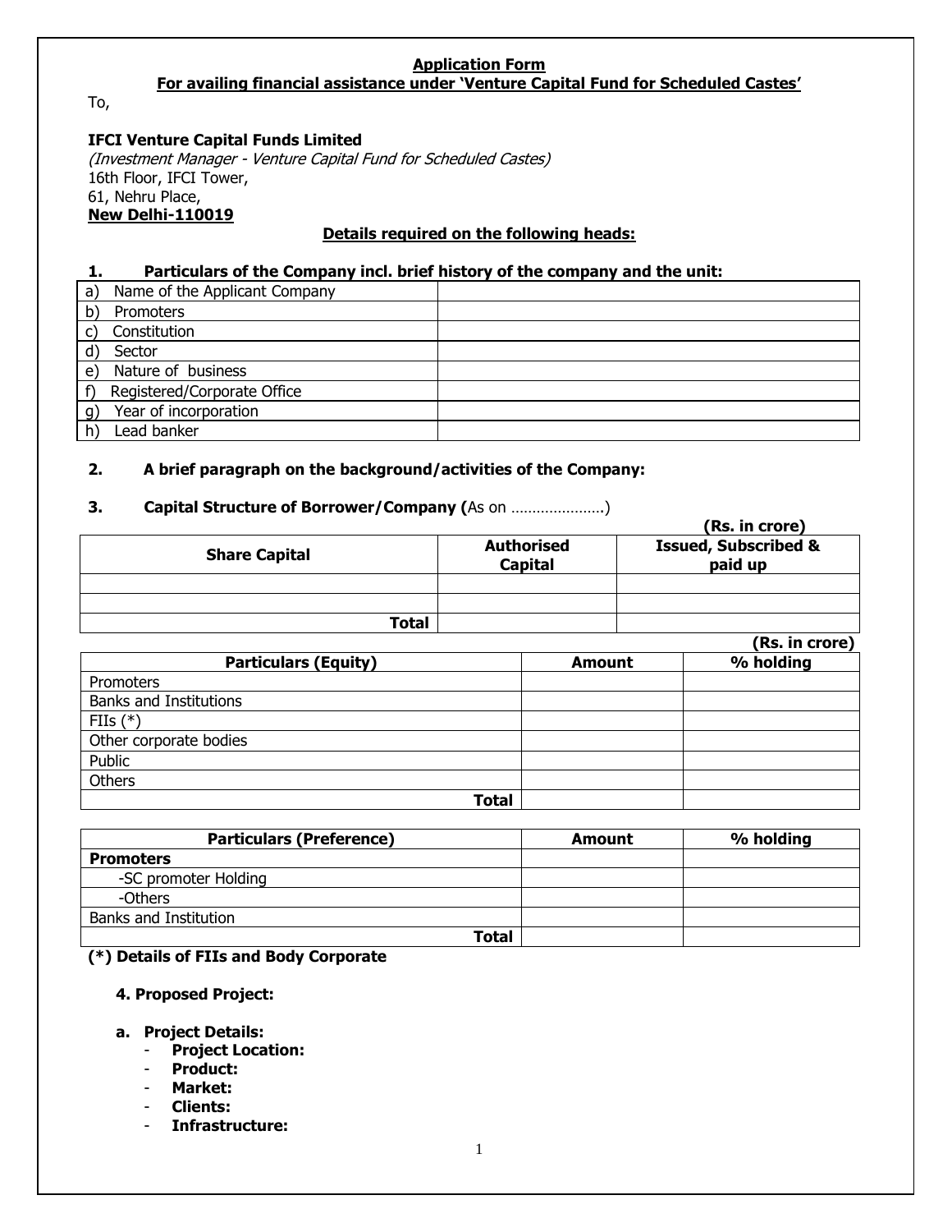**Application Form**

**For availing financial assistance under 'Venture Capital Fund for Scheduled Castes'**

To,

**IFCI Venture Capital Funds Limited**
*(Investment Manager - Venture Capital Fund for Scheduled Castes)*
16th Floor, IFCI Tower,
61, Nehru Place,
**New Delhi-110019**

**Details required on the following heads:**

**1. Particulars of the Company incl. brief history of the company and the unit:**

| | |
|---|---|
| a) Name of the Applicant Company | |
| b) Promoters | |
| c) Constitution | |
| d) Sector | |
| e) Nature of business | |
| f) Registered/Corporate Office | |
| g) Year of incorporation | |
| h) Lead banker | |

**2. A brief paragraph on the background/activities of the Company:**

**3. Capital Structure of Borrower/Company (**As on ………………….)

**(Rs. in crore)**

| Share Capital | Authorised Capital | Issued, Subscribed & paid up |
|---|---|---|
| | | |
| | | |
| **Total** | | |

**(Rs. in crore)**

| Particulars (Equity) | Amount | % holding |
|---|---|---|
| Promoters | | |
| Banks and Institutions | | |
| FIIs (*) | | |
| Other corporate bodies | | |
| Public | | |
| Others | | |
| **Total** | | |

| Particulars (Preference) | Amount | % holding |
|---|---|---|
| **Promoters** | | |
| -SC promoter Holding | | |
| -Others | | |
| Banks and Institution | | |
| **Total** | | |

**(*) Details of FIIs and Body Corporate**

**4. Proposed Project:**

**a. Project Details:**

- **Project Location:**
- **Product:**
- **Market:**
- **Clients:**
- **Infrastructure:**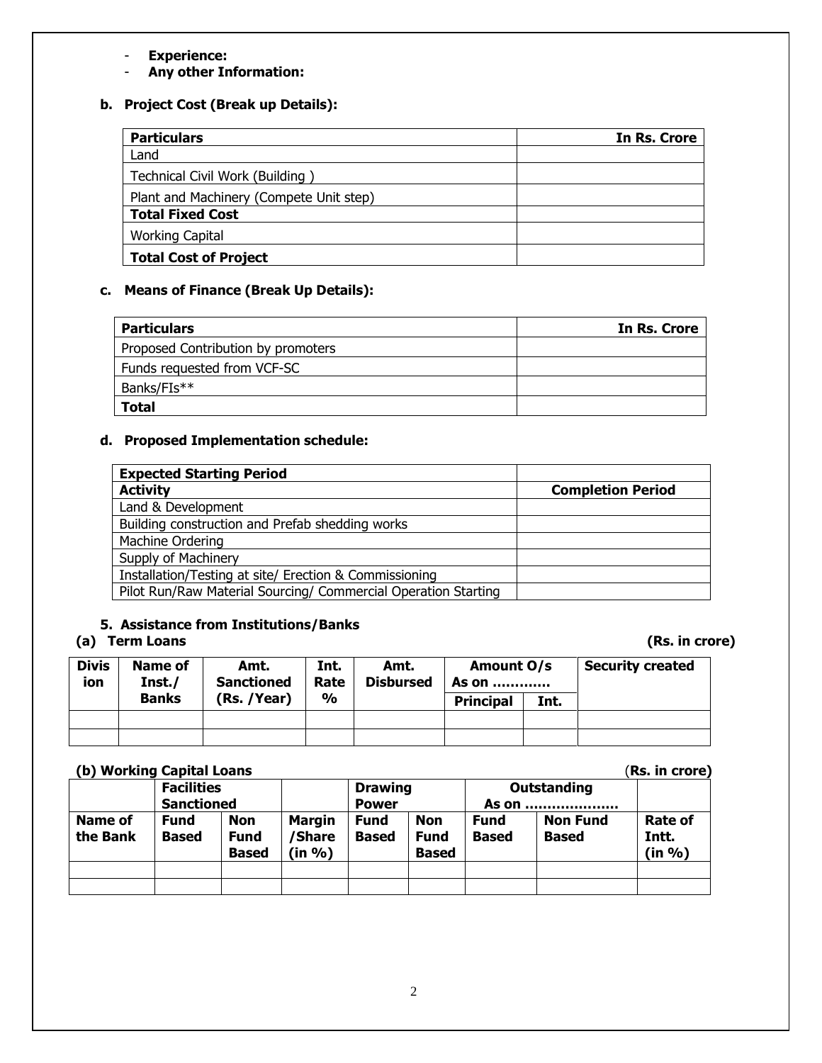- **Experience:**
- **Any other Information:**

**b. Project Cost (Break up Details):**

| Particulars | In Rs. Crore |
|---|---|
| Land | |
| Technical Civil Work (Building ) | |
| Plant and Machinery (Compete Unit step) | |
| **Total Fixed Cost** | |
| Working Capital | |
| **Total Cost of Project** | |

**c. Means of Finance (Break Up Details):**

| Particulars | In Rs. Crore |
|---|---|
| Proposed Contribution by promoters | |
| Funds requested from VCF-SC | |
| Banks/FIs** | |
| **Total** | |

**d. Proposed Implementation schedule:**

| Expected Starting Period | |
|---|---|
| **Activity** | **Completion Period** |
| Land & Development | |
| Building construction and Prefab shedding works | |
| Machine Ordering | |
| Supply of Machinery | |
| Installation/Testing at site/ Erection & Commissioning | |
| Pilot Run/Raw Material Sourcing/ Commercial Operation Starting | |

### 5. Assistance from Institutions/Banks

**(a) Term Loans** **(Rs. in crore)**

| Division | Name of Inst./ Banks | Amt. Sanctioned (Rs. /Year) | Int. Rate % | Amt. Disbursed | Amount O/s As on ………… | | Security created |
|---|---|---|---|---|---|---|---|
| | | | | | Principal | Int. | |
| | | | | | | | |
| | | | | | | | |

**(b) Working Capital Loans** (**Rs. in crore)**

| | Facilities Sanctioned | | | Drawing Power | | Outstanding As on ………………… | | |
|---|---|---|---|---|---|---|---|---|
| Name of the Bank | Fund Based | Non Fund Based | Margin /Share (in %) | Fund Based | Non Fund Based | Fund Based | Non Fund Based | Rate of Intt. (in %) |
| | | | | | | | | |
| | | | | | | | | |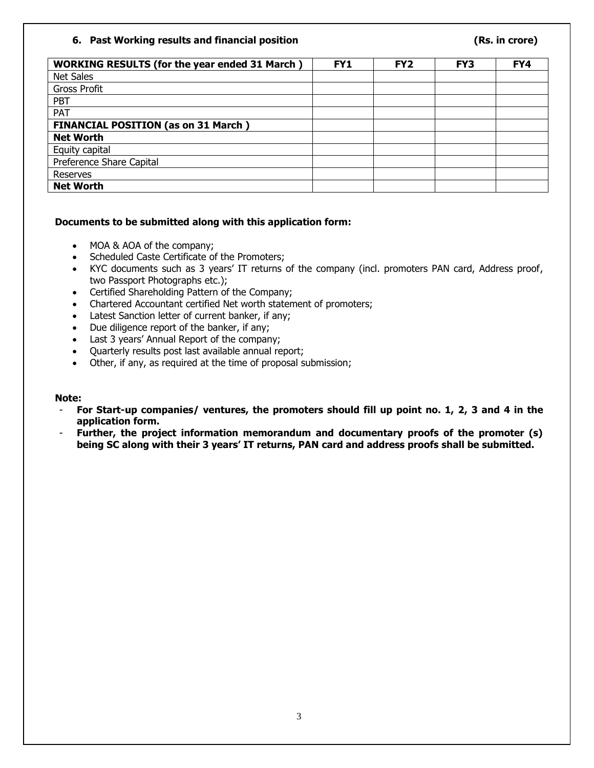### 6. Past Working results and financial position (Rs. in crore)

| WORKING RESULTS (for the year ended 31 March ) | FY1 | FY2 | FY3 | FY4 |
|---|---|---|---|---|
| Net Sales | | | | |
| Gross Profit | | | | |
| PBT | | | | |
| PAT | | | | |
| **FINANCIAL POSITION (as on 31 March )** | | | | |
| **Net Worth** | | | | |
| Equity capital | | | | |
| Preference Share Capital | | | | |
| Reserves | | | | |
| **Net Worth** | | | | |

**Documents to be submitted along with this application form:**

- MOA & AOA of the company;
- Scheduled Caste Certificate of the Promoters;
- KYC documents such as 3 years' IT returns of the company (incl. promoters PAN card, Address proof, two Passport Photographs etc.);
- Certified Shareholding Pattern of the Company;
- Chartered Accountant certified Net worth statement of promoters;
- Latest Sanction letter of current banker, if any;
- Due diligence report of the banker, if any;
- Last 3 years' Annual Report of the company;
- Quarterly results post last available annual report;
- Other, if any, as required at the time of proposal submission;

**Note:**

- **For Start-up companies/ ventures, the promoters should fill up point no. 1, 2, 3 and 4 in the application form.**
- **Further, the project information memorandum and documentary proofs of the promoter (s) being SC along with their 3 years' IT returns, PAN card and address proofs shall be submitted.**